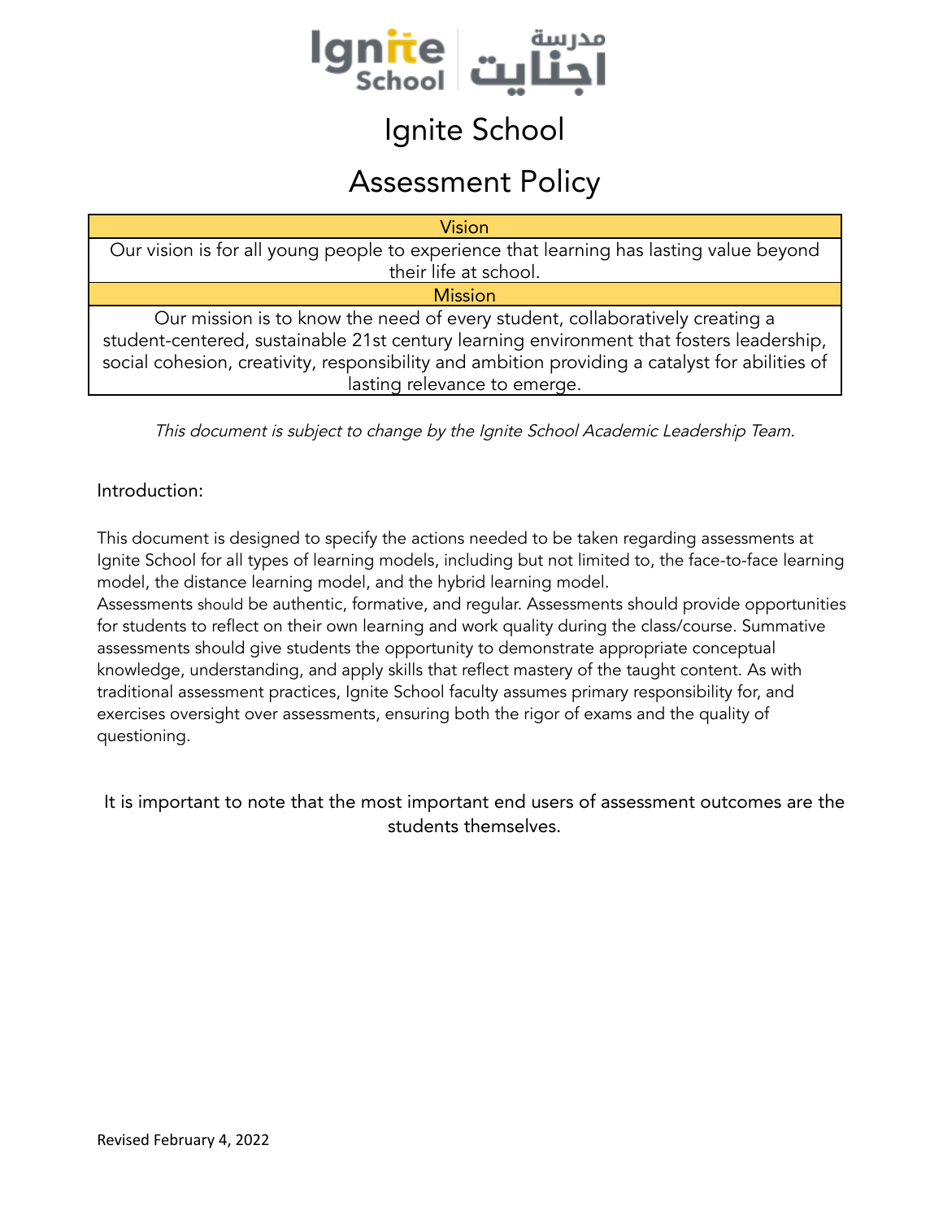# Ignite School

## Assessment Policy

| Vision |
| --- |
| Our vision is for all young people to experience that learning has lasting value beyond their life at school. |
| **Mission** |
| Our mission is to know the need of every student, collaboratively creating a student-centered, sustainable 21st century learning environment that fosters leadership, social cohesion, creativity, responsibility and ambition providing a catalyst for abilities of lasting relevance to emerge. |

*This document is subject to change by the Ignite School Academic Leadership Team.*

Introduction:

This document is designed to specify the actions needed to be taken regarding assessments at Ignite School for all types of learning models, including but not limited to, the face-to-face learning model, the distance learning model, and the hybrid learning model.
Assessments should be authentic, formative, and regular. Assessments should provide opportunities for students to reflect on their own learning and work quality during the class/course. Summative assessments should give students the opportunity to demonstrate appropriate conceptual knowledge, understanding, and apply skills that reflect mastery of the taught content. As with traditional assessment practices, Ignite School faculty assumes primary responsibility for, and exercises oversight over assessments, ensuring both the rigor of exams and the quality of questioning.

It is important to note that the most important end users of assessment outcomes are the students themselves.

Revised February 4, 2022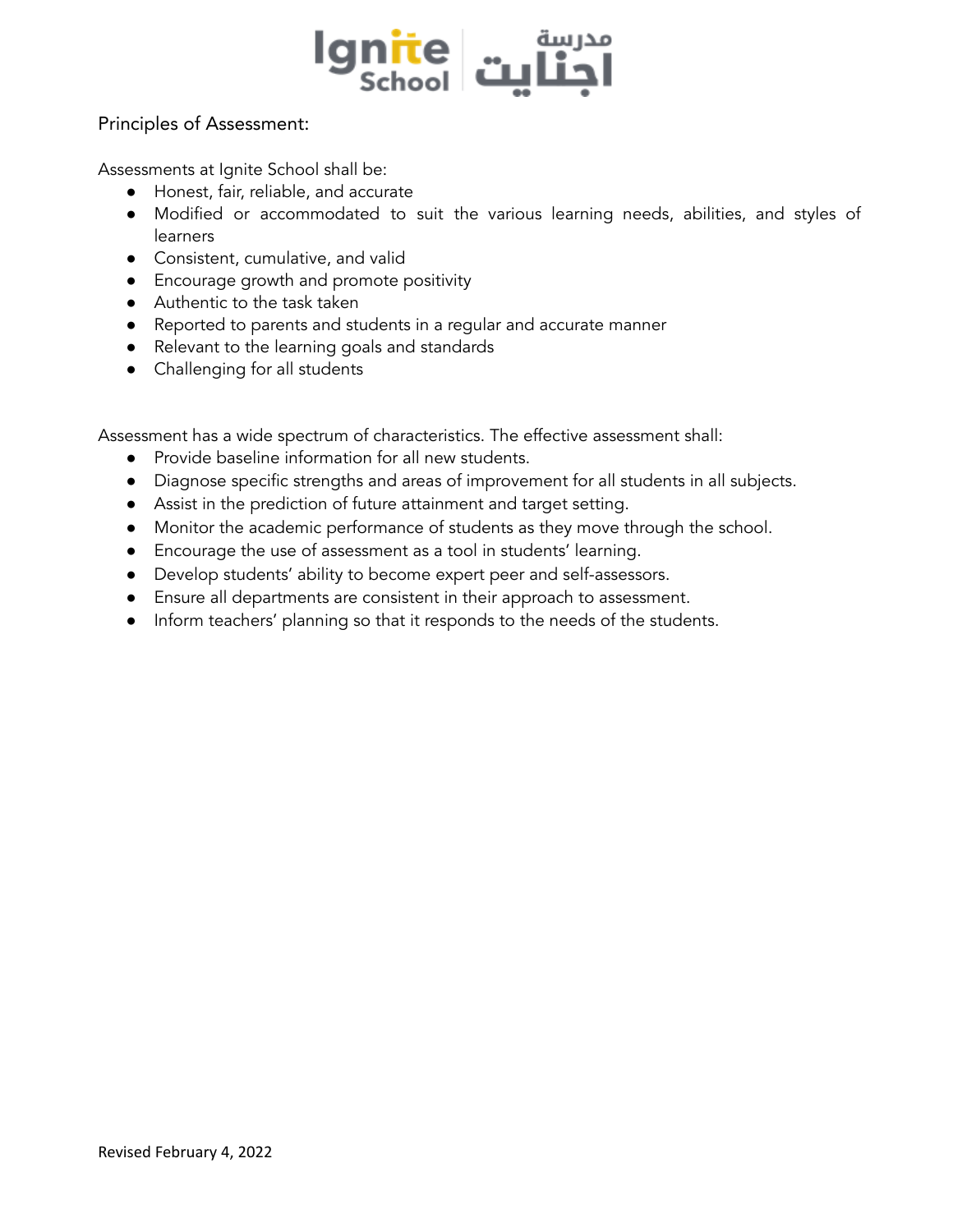## Principles of Assessment:

Assessments at Ignite School shall be:

- Honest, fair, reliable, and accurate
- Modified or accommodated to suit the various learning needs, abilities, and styles of learners
- Consistent, cumulative, and valid
- Encourage growth and promote positivity
- Authentic to the task taken
- Reported to parents and students in a regular and accurate manner
- Relevant to the learning goals and standards
- Challenging for all students

Assessment has a wide spectrum of characteristics. The effective assessment shall:

- Provide baseline information for all new students.
- Diagnose specific strengths and areas of improvement for all students in all subjects.
- Assist in the prediction of future attainment and target setting.
- Monitor the academic performance of students as they move through the school.
- Encourage the use of assessment as a tool in students' learning.
- Develop students' ability to become expert peer and self-assessors.
- Ensure all departments are consistent in their approach to assessment.
- Inform teachers' planning so that it responds to the needs of the students.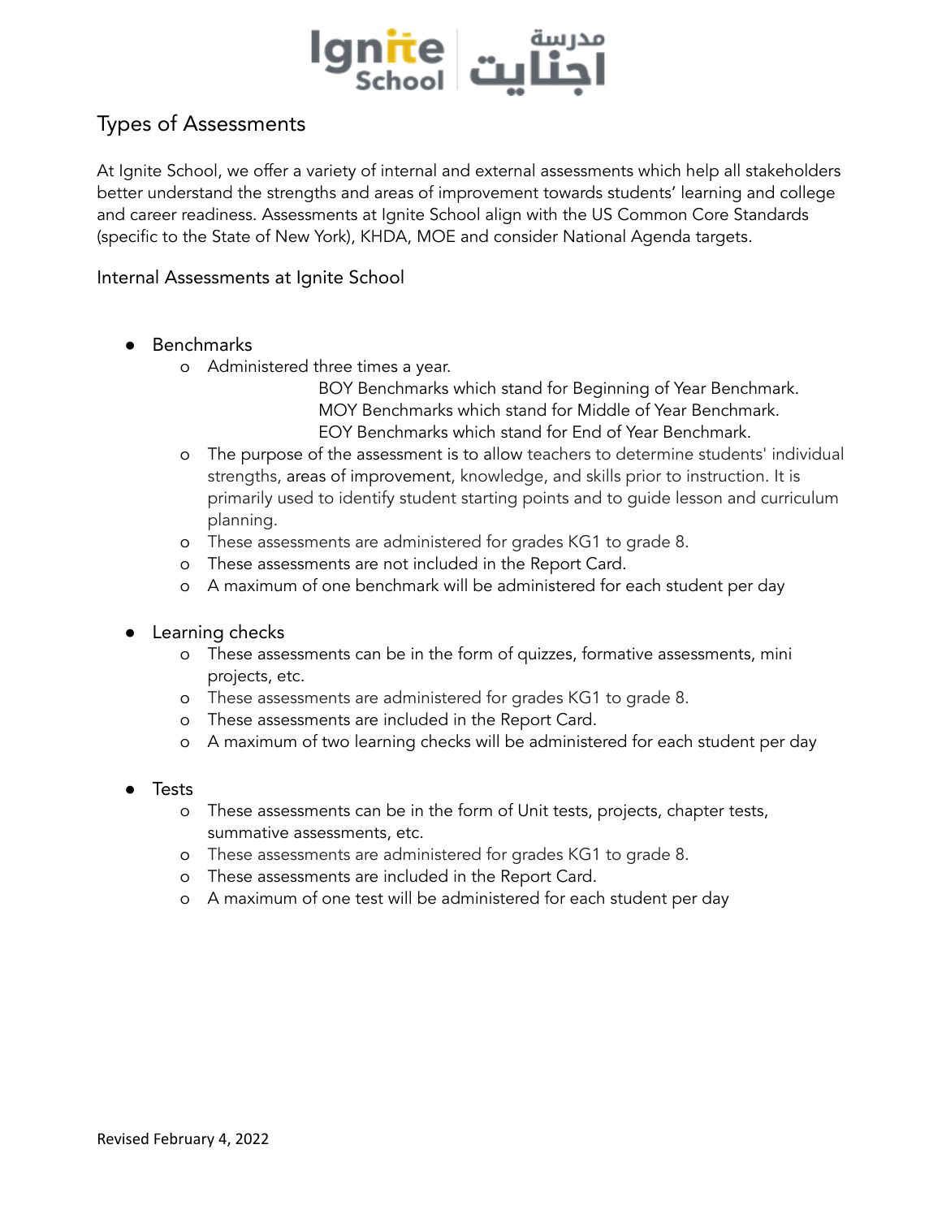## Types of Assessments

At Ignite School, we offer a variety of internal and external assessments which help all stakeholders better understand the strengths and areas of improvement towards students' learning and college and career readiness. Assessments at Ignite School align with the US Common Core Standards (specific to the State of New York), KHDA, MOE and consider National Agenda targets.

### Internal Assessments at Ignite School

- Benchmarks
  - Administered three times a year.
    - BOY Benchmarks which stand for Beginning of Year Benchmark.
    - MOY Benchmarks which stand for Middle of Year Benchmark.
    - EOY Benchmarks which stand for End of Year Benchmark.
  - The purpose of the assessment is to allow teachers to determine students' individual strengths, areas of improvement, knowledge, and skills prior to instruction. It is primarily used to identify student starting points and to guide lesson and curriculum planning.
  - These assessments are administered for grades KG1 to grade 8.
  - These assessments are not included in the Report Card.
  - A maximum of one benchmark will be administered for each student per day

- Learning checks
  - These assessments can be in the form of quizzes, formative assessments, mini projects, etc.
  - These assessments are administered for grades KG1 to grade 8.
  - These assessments are included in the Report Card.
  - A maximum of two learning checks will be administered for each student per day

- Tests
  - These assessments can be in the form of Unit tests, projects, chapter tests, summative assessments, etc.
  - These assessments are administered for grades KG1 to grade 8.
  - These assessments are included in the Report Card.
  - A maximum of one test will be administered for each student per day

Revised February 4, 2022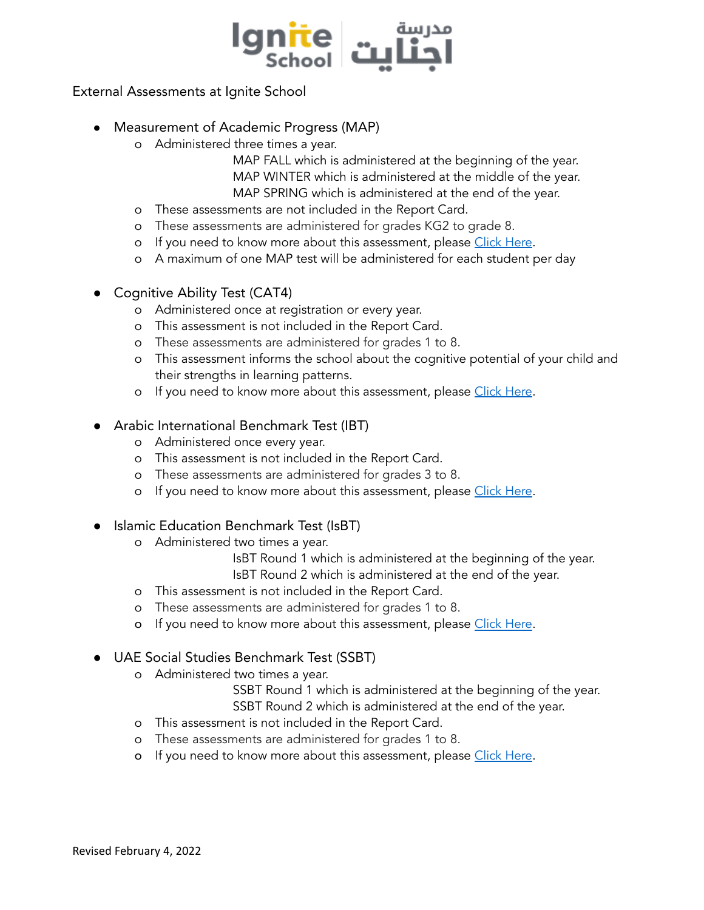Ignite School | مدرسة اجنايت

External Assessments at Ignite School

- Measurement of Academic Progress (MAP)
  - Administered three times a year.
    - MAP FALL which is administered at the beginning of the year.
    - MAP WINTER which is administered at the middle of the year.
    - MAP SPRING which is administered at the end of the year.
  - These assessments are not included in the Report Card.
  - These assessments are administered for grades KG2 to grade 8.
  - If you need to know more about this assessment, please Click Here.
  - A maximum of one MAP test will be administered for each student per day

- Cognitive Ability Test (CAT4)
  - Administered once at registration or every year.
  - This assessment is not included in the Report Card.
  - These assessments are administered for grades 1 to 8.
  - This assessment informs the school about the cognitive potential of your child and their strengths in learning patterns.
  - If you need to know more about this assessment, please Click Here.

- Arabic International Benchmark Test (IBT)
  - Administered once every year.
  - This assessment is not included in the Report Card.
  - These assessments are administered for grades 3 to 8.
  - If you need to know more about this assessment, please Click Here.

- Islamic Education Benchmark Test (IsBT)
  - Administered two times a year.
    - IsBT Round 1 which is administered at the beginning of the year.
    - IsBT Round 2 which is administered at the end of the year.
  - This assessment is not included in the Report Card.
  - These assessments are administered for grades 1 to 8.
  - If you need to know more about this assessment, please Click Here.

- UAE Social Studies Benchmark Test (SSBT)
  - Administered two times a year.
    - SSBT Round 1 which is administered at the beginning of the year.
    - SSBT Round 2 which is administered at the end of the year.
  - This assessment is not included in the Report Card.
  - These assessments are administered for grades 1 to 8.
  - If you need to know more about this assessment, please Click Here.

Revised February 4, 2022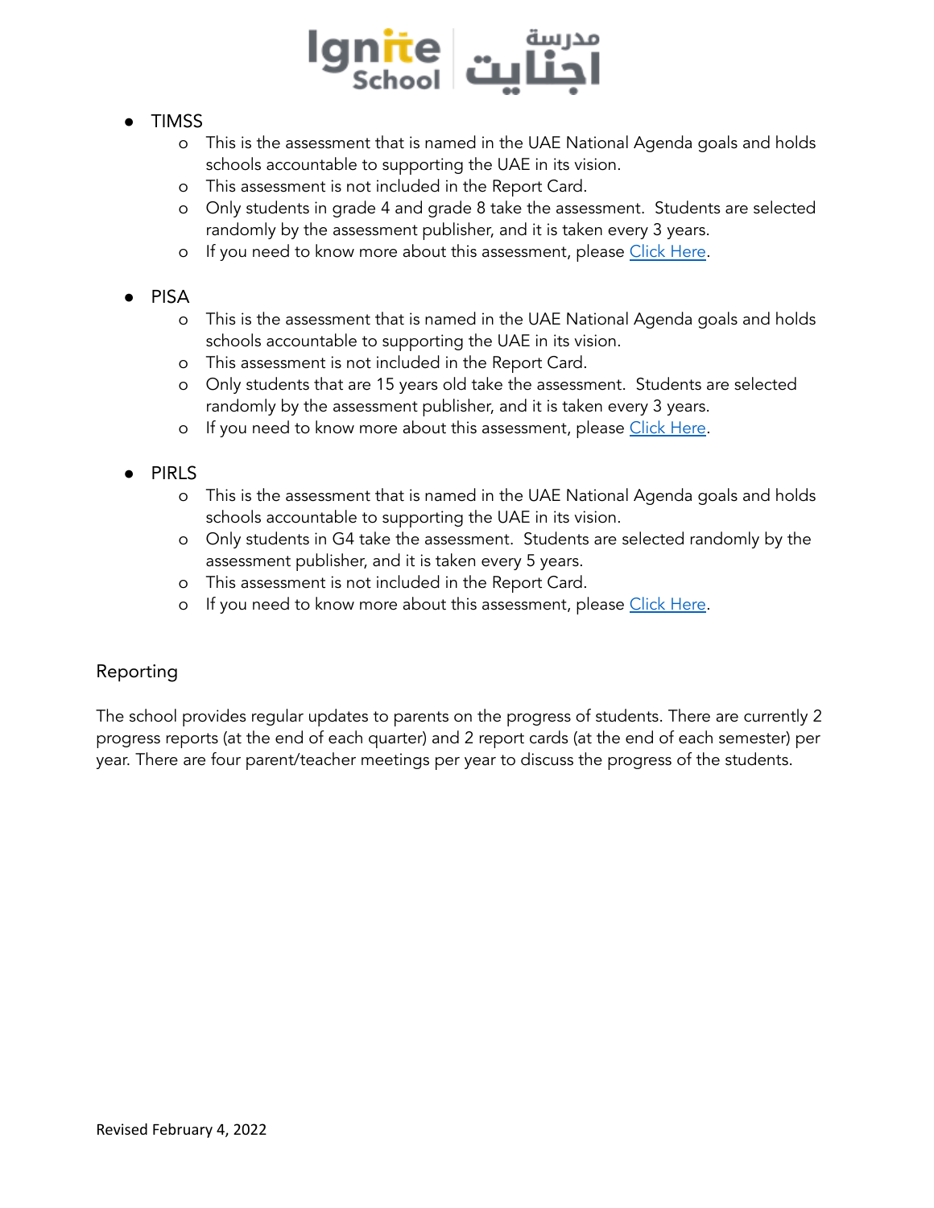- TIMSS
    - This is the assessment that is named in the UAE National Agenda goals and holds schools accountable to supporting the UAE in its vision.
    - This assessment is not included in the Report Card.
    - Only students in grade 4 and grade 8 take the assessment. Students are selected randomly by the assessment publisher, and it is taken every 3 years.
    - If you need to know more about this assessment, please Click Here.

- PISA
    - This is the assessment that is named in the UAE National Agenda goals and holds schools accountable to supporting the UAE in its vision.
    - This assessment is not included in the Report Card.
    - Only students that are 15 years old take the assessment. Students are selected randomly by the assessment publisher, and it is taken every 3 years.
    - If you need to know more about this assessment, please Click Here.

- PIRLS
    - This is the assessment that is named in the UAE National Agenda goals and holds schools accountable to supporting the UAE in its vision.
    - Only students in G4 take the assessment. Students are selected randomly by the assessment publisher, and it is taken every 5 years.
    - This assessment is not included in the Report Card.
    - If you need to know more about this assessment, please Click Here.

## Reporting

The school provides regular updates to parents on the progress of students. There are currently 2 progress reports (at the end of each quarter) and 2 report cards (at the end of each semester) per year. There are four parent/teacher meetings per year to discuss the progress of the students.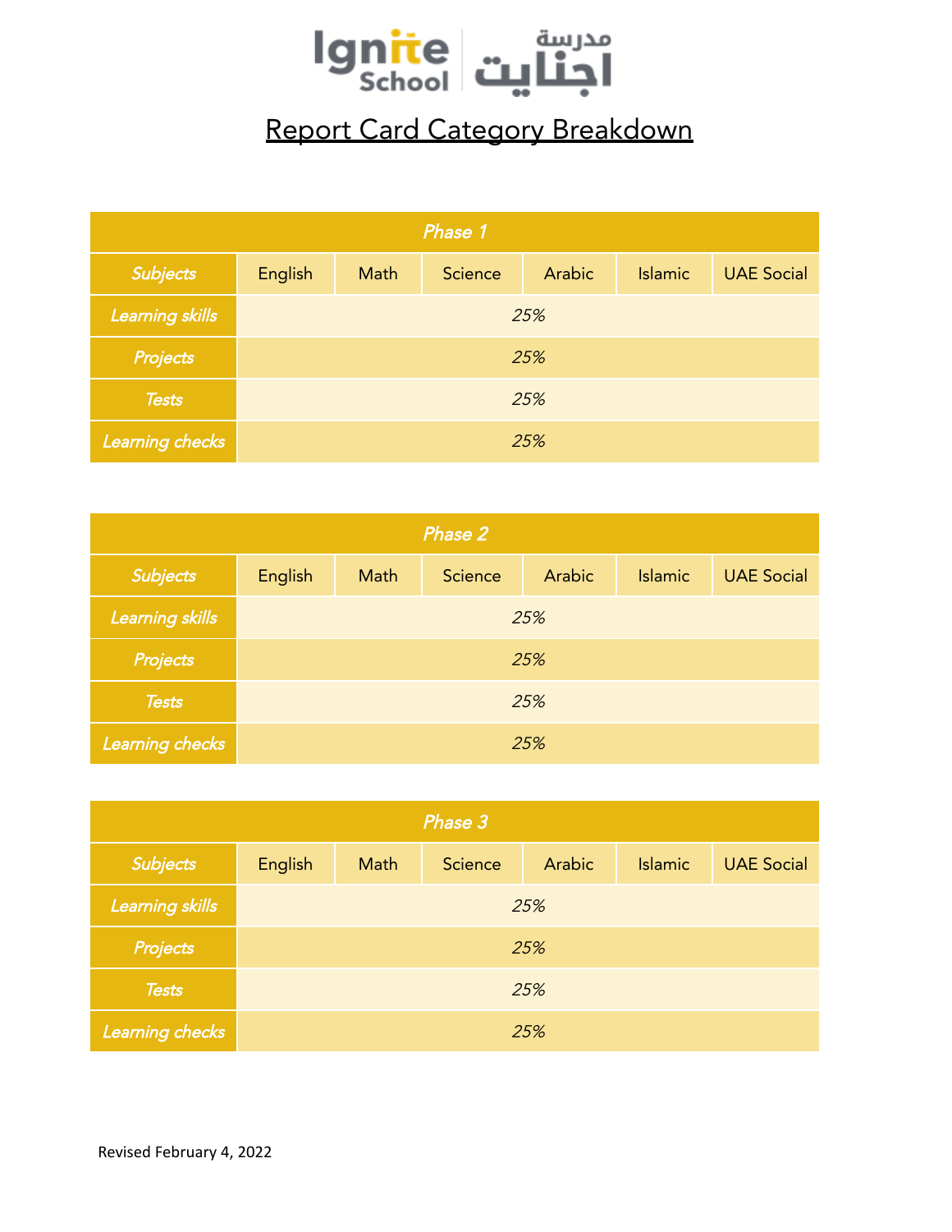# Report Card Category Breakdown

| *Phase 1* | | | | | | |
|---|---|---|---|---|---|---|
| *Subjects* | English | Math | Science | Arabic | Islamic | UAE Social |
| *Learning skills* | *25%* | | | | | |
| *Projects* | *25%* | | | | | |
| *Tests* | *25%* | | | | | |
| *Learning checks* | *25%* | | | | | |

| *Phase 2* | | | | | | |
|---|---|---|---|---|---|---|
| *Subjects* | English | Math | Science | Arabic | Islamic | UAE Social |
| *Learning skills* | *25%* | | | | | |
| *Projects* | *25%* | | | | | |
| *Tests* | *25%* | | | | | |
| *Learning checks* | *25%* | | | | | |

| *Phase 3* | | | | | | |
|---|---|---|---|---|---|---|
| *Subjects* | English | Math | Science | Arabic | Islamic | UAE Social |
| *Learning skills* | *25%* | | | | | |
| *Projects* | *25%* | | | | | |
| *Tests* | *25%* | | | | | |
| *Learning checks* | *25%* | | | | | |

Revised February 4, 2022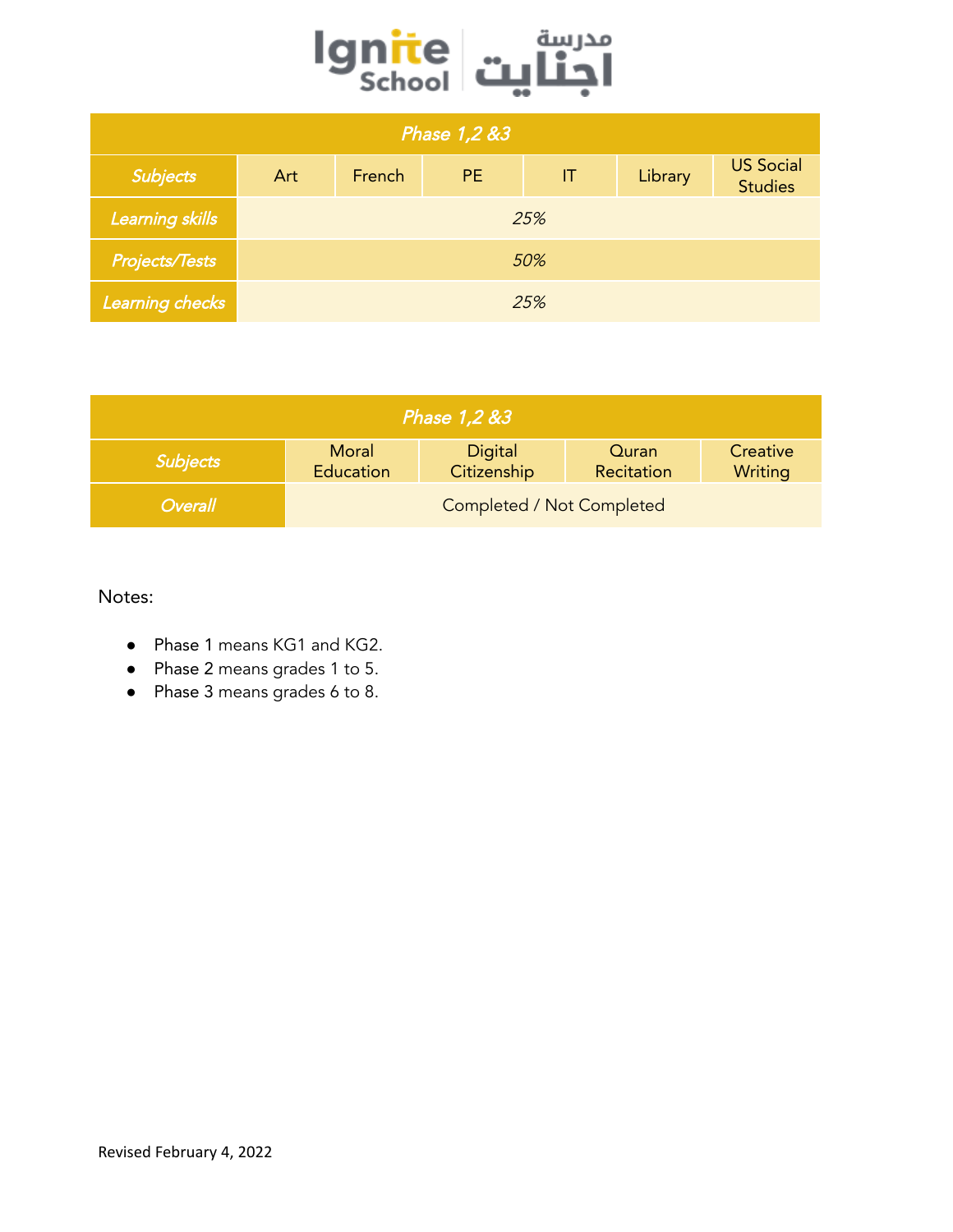| *Phase 1,2 &3* | | | | | | |
|---|---|---|---|---|---|---|
| *Subjects* | Art | French | PE | IT | Library | US Social Studies |
| *Learning skills* | *25%* | | | | | |
| *Projects/Tests* | *50%* | | | | | |
| *Learning checks* | *25%* | | | | | |

| *Phase 1,2 &3* | | | | |
|---|---|---|---|---|
| *Subjects* | Moral Education | Digital Citizenship | Quran Recitation | Creative Writing |
| *Overall* | Completed / Not Completed | | | |

Notes:

- Phase 1 means KG1 and KG2.
- Phase 2 means grades 1 to 5.
- Phase 3 means grades 6 to 8.

Revised February 4, 2022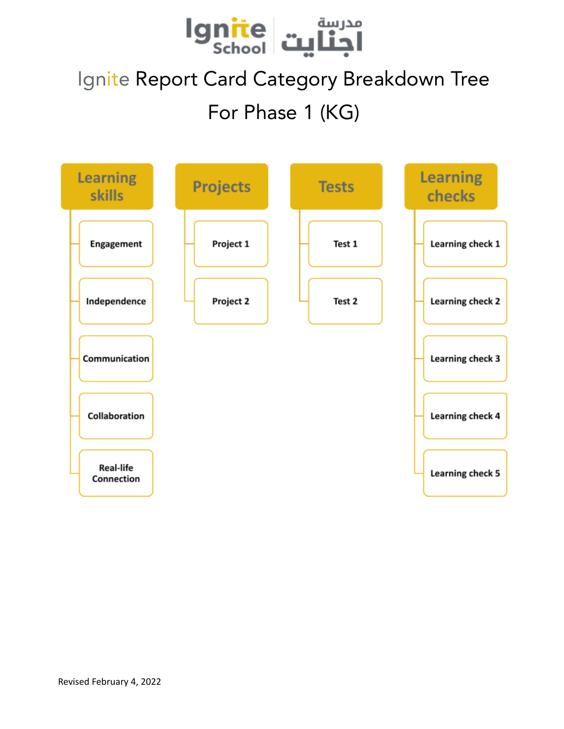# Ignite Report Card Category Breakdown Tree

## For Phase 1 (KG)

- **Learning skills**
  - Engagement
  - Independence
  - Communication
  - Collaboration
  - Real-life Connection
- **Projects**
  - Project 1
  - Project 2
- **Tests**
  - Test 1
  - Test 2
- **Learning checks**
  - Learning check 1
  - Learning check 2
  - Learning check 3
  - Learning check 4
  - Learning check 5

Revised February 4, 2022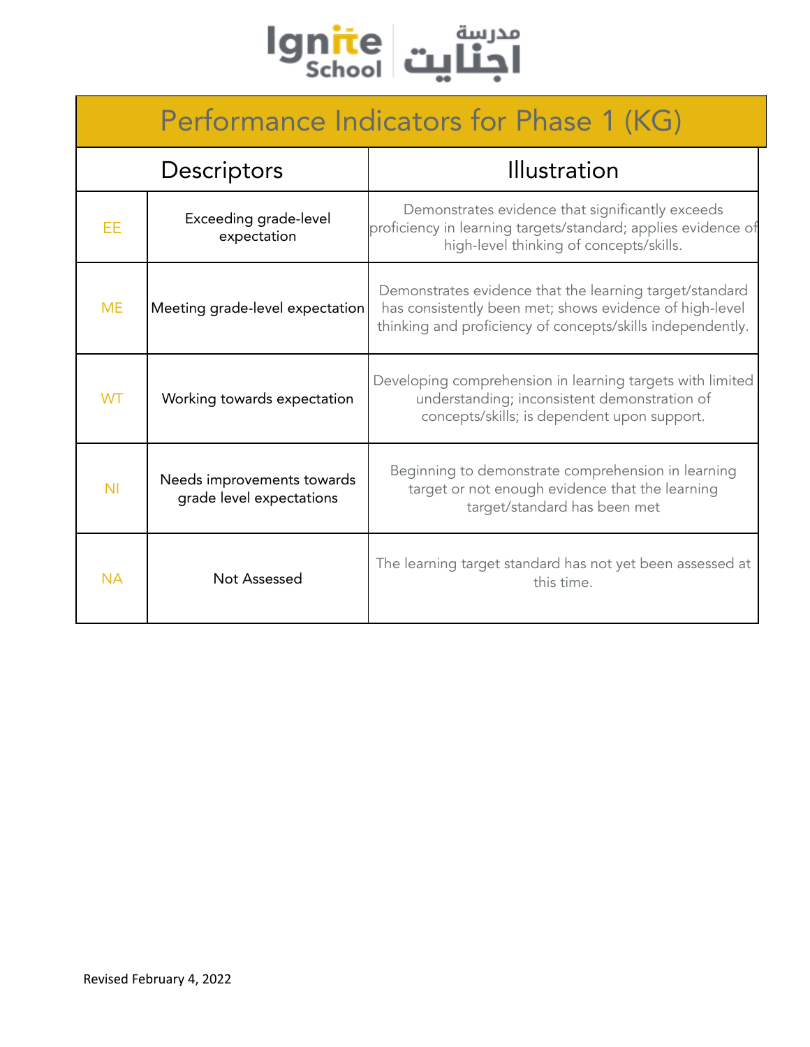# Performance Indicators for Phase 1 (KG)

| Descriptors | | Illustration |
|---|---|---|
| EE | Exceeding grade-level expectation | Demonstrates evidence that significantly exceeds proficiency in learning targets/standard; applies evidence of high-level thinking of concepts/skills. |
| ME | Meeting grade-level expectation | Demonstrates evidence that the learning target/standard has consistently been met; shows evidence of high-level thinking and proficiency of concepts/skills independently. |
| WT | Working towards expectation | Developing comprehension in learning targets with limited understanding; inconsistent demonstration of concepts/skills; is dependent upon support. |
| NI | Needs improvements towards grade level expectations | Beginning to demonstrate comprehension in learning target or not enough evidence that the learning target/standard has been met |
| NA | Not Assessed | The learning target standard has not yet been assessed at this time. |

Revised February 4, 2022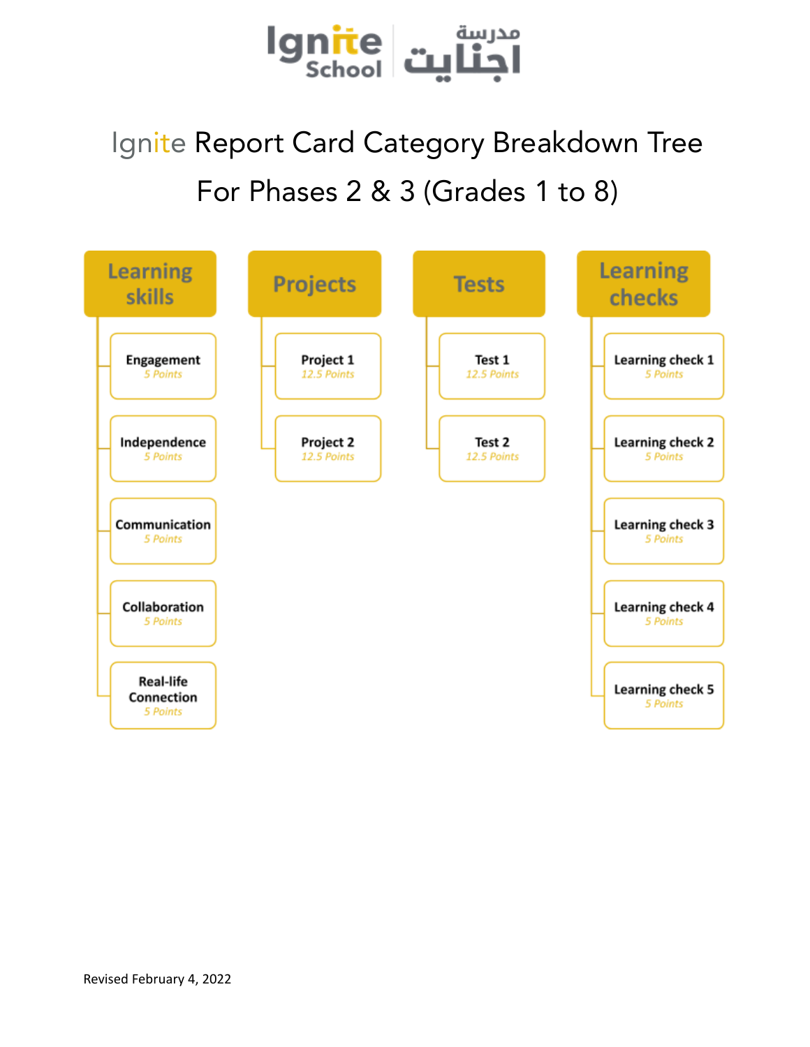Ignite School مدرسة اجنايت

# Ignite Report Card Category Breakdown Tree

## For Phases 2 & 3 (Grades 1 to 8)

- **Learning skills**
  - Engagement — 5 Points
  - Independence — 5 Points
  - Communication — 5 Points
  - Collaboration — 5 Points
  - Real-life Connection — 5 Points
- **Projects**
  - Project 1 — 12.5 Points
  - Project 2 — 12.5 Points
- **Tests**
  - Test 1 — 12.5 Points
  - Test 2 — 12.5 Points
- **Learning checks**
  - Learning check 1 — 5 Points
  - Learning check 2 — 5 Points
  - Learning check 3 — 5 Points
  - Learning check 4 — 5 Points
  - Learning check 5 — 5 Points

Revised February 4, 2022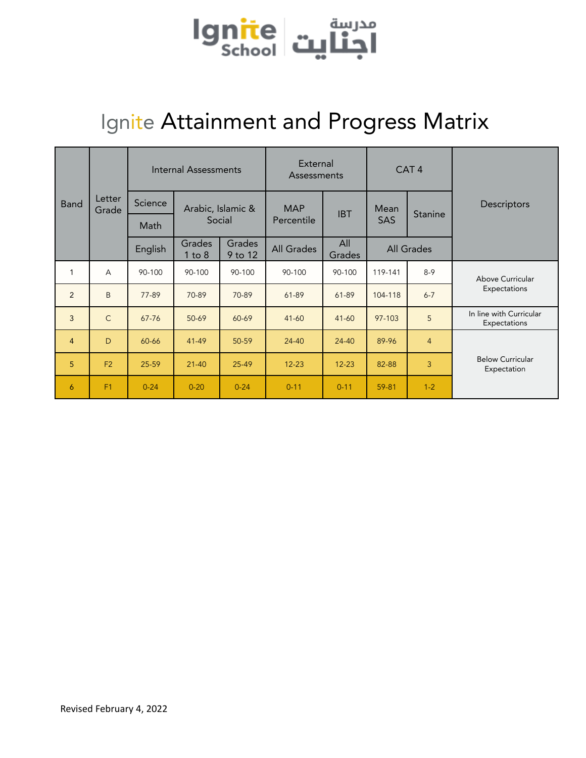# Ignite Attainment and Progress Matrix

| Band | Letter Grade | Internal Assessments | | | External Assessments | | CAT 4 | | Descriptors |
|---|---|---|---|---|---|---|---|---|---|
| | | Science / Math / English | Arabic, Islamic & Social | | MAP Percentile | IBT | Mean SAS | Stanine | |
| | | | Grades 1 to 8 | Grades 9 to 12 | All Grades | All Grades | All Grades | | |
| 1 | A | 90-100 | 90-100 | 90-100 | 90-100 | 90-100 | 119-141 | 8-9 | Above Curricular Expectations |
| 2 | B | 77-89 | 70-89 | 70-89 | 61-89 | 61-89 | 104-118 | 6-7 | |
| 3 | C | 67-76 | 50-69 | 60-69 | 41-60 | 41-60 | 97-103 | 5 | In line with Curricular Expectations |
| 4 | D | 60-66 | 41-49 | 50-59 | 24-40 | 24-40 | 89-96 | 4 | Below Curricular Expectation |
| 5 | F2 | 25-59 | 21-40 | 25-49 | 12-23 | 12-23 | 82-88 | 3 | |
| 6 | F1 | 0-24 | 0-20 | 0-24 | 0-11 | 0-11 | 59-81 | 1-2 | |

Revised February 4, 2022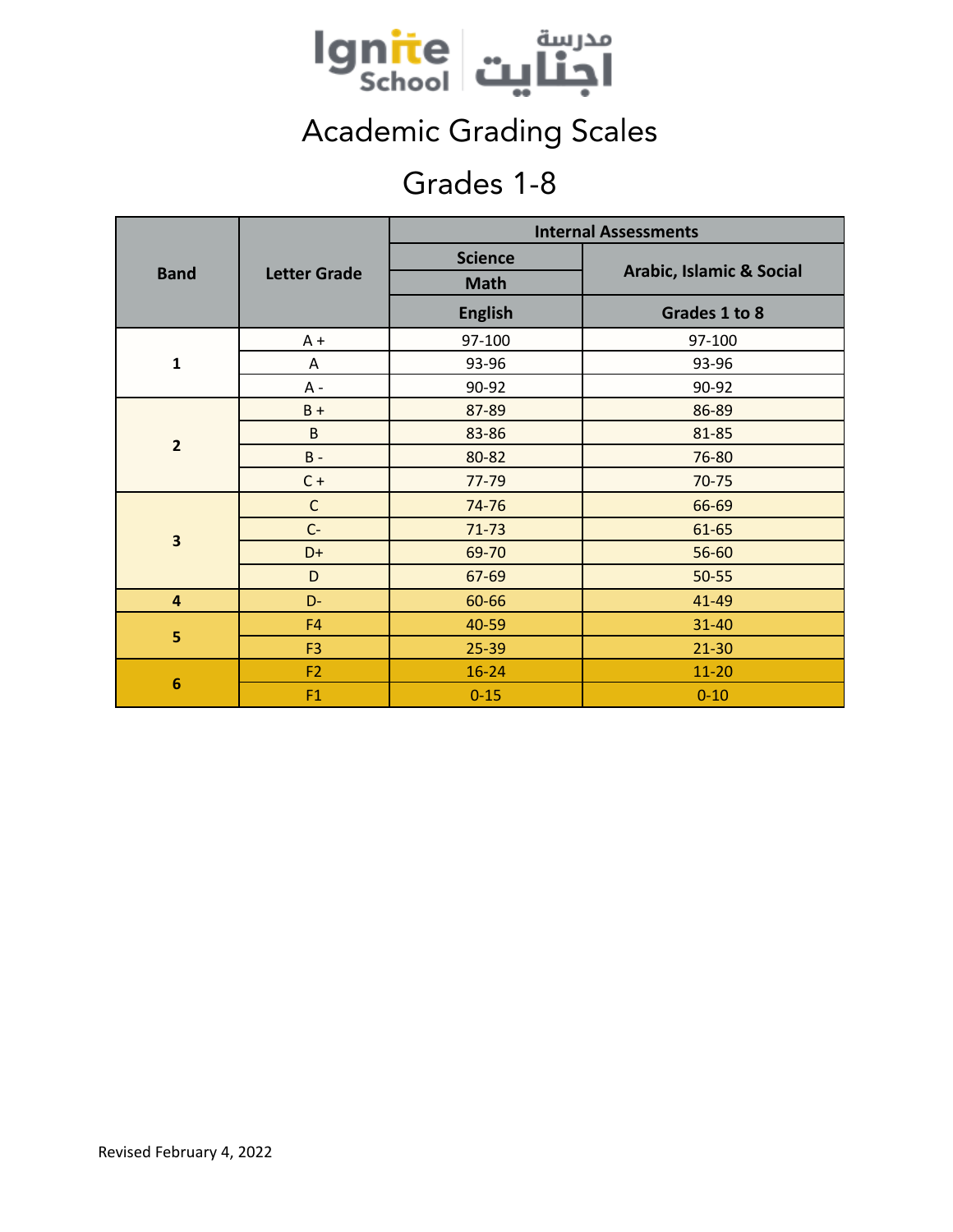Ignite School مدرسة اجنايت

# Academic Grading Scales

## Grades 1-8

| Band | Letter Grade | Internal Assessments | |
|---|---|---|---|
| | | Science / Math / English | Arabic, Islamic & Social — Grades 1 to 8 |
| 1 | A + | 97-100 | 97-100 |
| | A | 93-96 | 93-96 |
| | A - | 90-92 | 90-92 |
| 2 | B + | 87-89 | 86-89 |
| | B | 83-86 | 81-85 |
| | B - | 80-82 | 76-80 |
| | C + | 77-79 | 70-75 |
| 3 | C | 74-76 | 66-69 |
| | C- | 71-73 | 61-65 |
| | D+ | 69-70 | 56-60 |
| | D | 67-69 | 50-55 |
| 4 | D- | 60-66 | 41-49 |
| 5 | F4 | 40-59 | 31-40 |
| | F3 | 25-39 | 21-30 |
| 6 | F2 | 16-24 | 11-20 |
| | F1 | 0-15 | 0-10 |

Revised February 4, 2022